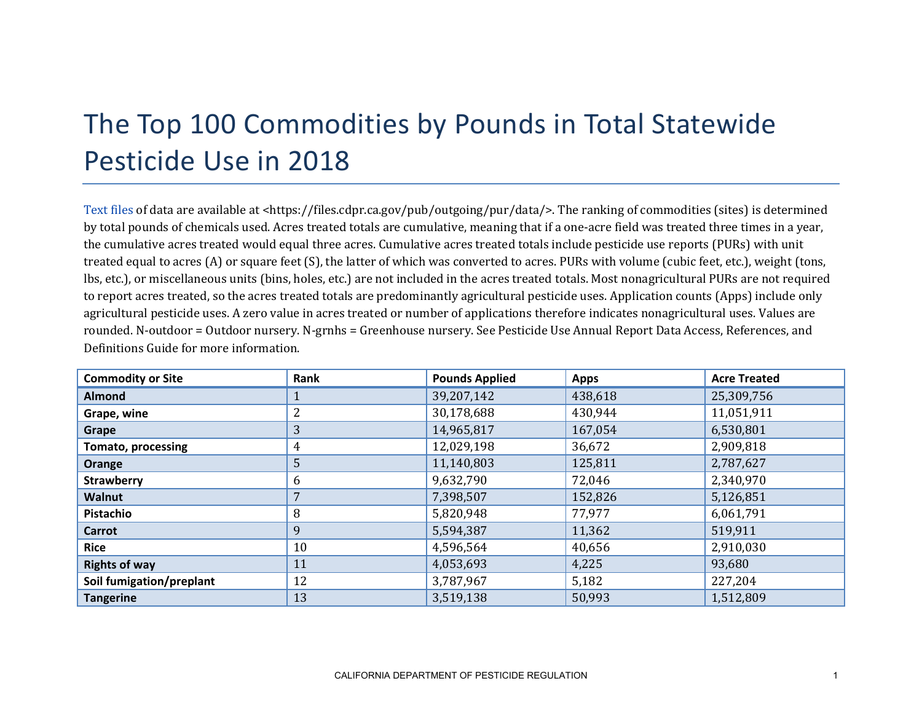# The Top 100 Commodities by Pounds in Total Statewide Pesticide Use in 2018

Text files of data are available at <https://files.cdpr.ca.gov/pub/outgoing/pur/data/>. The ranking of commodities (sites) is determined by total pounds of chemicals used. Acres treated totals are cumulative, meaning that if a one-acre field was treated three times in a year, the cumulative acres treated would equal three acres. Cumulative acres treated totals include pesticide use reports (PURs) with unit treated equal to acres (A) or square feet (S), the latter of which was converted to acres. PURs with volume (cubic feet, etc.), weight (tons, lbs, etc.), or miscellaneous units (bins, holes, etc.) are not included in the acres treated totals. Most nonagricultural PURs are not required to report acres treated, so the acres treated totals are predominantly agricultural pesticide uses. Application counts (Apps) include only agricultural pesticide uses. A zero value in acres treated or number of applications therefore indicates nonagricultural uses. Values are rounded. N-outdoor = Outdoor nursery. N-grnhs = Greenhouse nursery. See Pesticide Use Annual Report Data Access, References, and Definitions Guide for more information.

| Commodity or Site | Rank | Pounds Applied | Apps | Acre Treated |
|---|---|---|---|---|
| **Almond** | 1 | 39,207,142 | 438,618 | 25,309,756 |
| **Grape, wine** | 2 | 30,178,688 | 430,944 | 11,051,911 |
| **Grape** | 3 | 14,965,817 | 167,054 | 6,530,801 |
| **Tomato, processing** | 4 | 12,029,198 | 36,672 | 2,909,818 |
| **Orange** | 5 | 11,140,803 | 125,811 | 2,787,627 |
| **Strawberry** | 6 | 9,632,790 | 72,046 | 2,340,970 |
| **Walnut** | 7 | 7,398,507 | 152,826 | 5,126,851 |
| **Pistachio** | 8 | 5,820,948 | 77,977 | 6,061,791 |
| **Carrot** | 9 | 5,594,387 | 11,362 | 519,911 |
| **Rice** | 10 | 4,596,564 | 40,656 | 2,910,030 |
| **Rights of way** | 11 | 4,053,693 | 4,225 | 93,680 |
| **Soil fumigation/preplant** | 12 | 3,787,967 | 5,182 | 227,204 |
| **Tangerine** | 13 | 3,519,138 | 50,993 | 1,512,809 |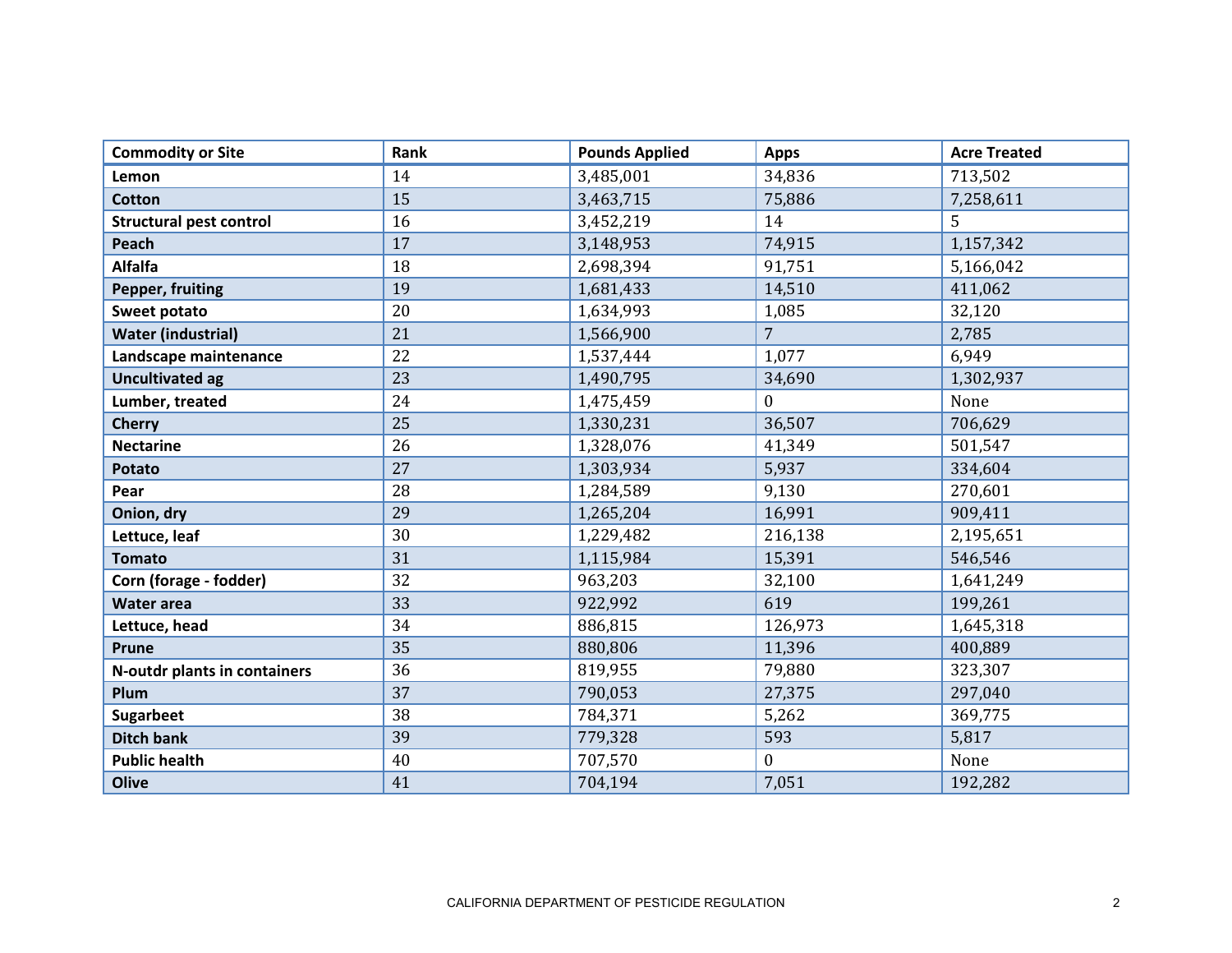| Commodity or Site | Rank | Pounds Applied | Apps | Acre Treated |
|---|---|---|---|---|
| Lemon | 14 | 3,485,001 | 34,836 | 713,502 |
| Cotton | 15 | 3,463,715 | 75,886 | 7,258,611 |
| Structural pest control | 16 | 3,452,219 | 14 | 5 |
| Peach | 17 | 3,148,953 | 74,915 | 1,157,342 |
| Alfalfa | 18 | 2,698,394 | 91,751 | 5,166,042 |
| Pepper, fruiting | 19 | 1,681,433 | 14,510 | 411,062 |
| Sweet potato | 20 | 1,634,993 | 1,085 | 32,120 |
| Water (industrial) | 21 | 1,566,900 | 7 | 2,785 |
| Landscape maintenance | 22 | 1,537,444 | 1,077 | 6,949 |
| Uncultivated ag | 23 | 1,490,795 | 34,690 | 1,302,937 |
| Lumber, treated | 24 | 1,475,459 | 0 | None |
| Cherry | 25 | 1,330,231 | 36,507 | 706,629 |
| Nectarine | 26 | 1,328,076 | 41,349 | 501,547 |
| Potato | 27 | 1,303,934 | 5,937 | 334,604 |
| Pear | 28 | 1,284,589 | 9,130 | 270,601 |
| Onion, dry | 29 | 1,265,204 | 16,991 | 909,411 |
| Lettuce, leaf | 30 | 1,229,482 | 216,138 | 2,195,651 |
| Tomato | 31 | 1,115,984 | 15,391 | 546,546 |
| Corn (forage - fodder) | 32 | 963,203 | 32,100 | 1,641,249 |
| Water area | 33 | 922,992 | 619 | 199,261 |
| Lettuce, head | 34 | 886,815 | 126,973 | 1,645,318 |
| Prune | 35 | 880,806 | 11,396 | 400,889 |
| N-outdr plants in containers | 36 | 819,955 | 79,880 | 323,307 |
| Plum | 37 | 790,053 | 27,375 | 297,040 |
| Sugarbeet | 38 | 784,371 | 5,262 | 369,775 |
| Ditch bank | 39 | 779,328 | 593 | 5,817 |
| Public health | 40 | 707,570 | 0 | None |
| Olive | 41 | 704,194 | 7,051 | 192,282 |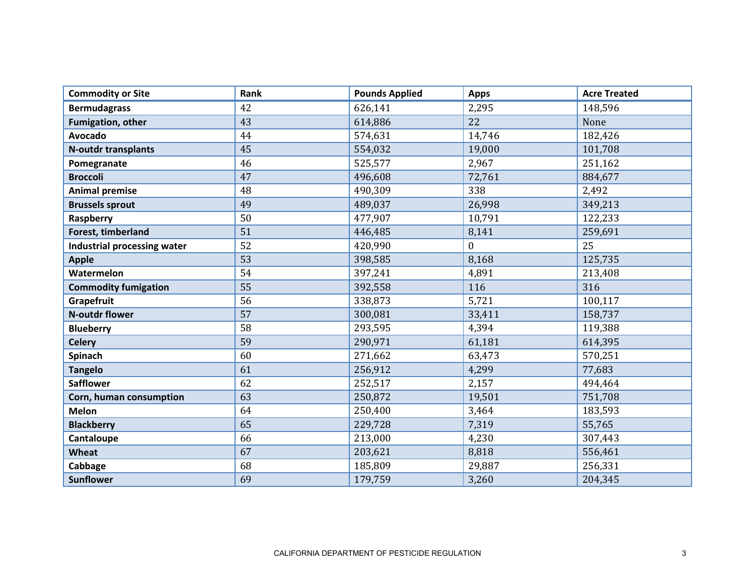| Commodity or Site | Rank | Pounds Applied | Apps | Acre Treated |
|---|---|---|---|---|
| **Bermudagrass** | 42 | 626,141 | 2,295 | 148,596 |
| **Fumigation, other** | 43 | 614,886 | 22 | None |
| **Avocado** | 44 | 574,631 | 14,746 | 182,426 |
| **N-outdr transplants** | 45 | 554,032 | 19,000 | 101,708 |
| **Pomegranate** | 46 | 525,577 | 2,967 | 251,162 |
| **Broccoli** | 47 | 496,608 | 72,761 | 884,677 |
| **Animal premise** | 48 | 490,309 | 338 | 2,492 |
| **Brussels sprout** | 49 | 489,037 | 26,998 | 349,213 |
| **Raspberry** | 50 | 477,907 | 10,791 | 122,233 |
| **Forest, timberland** | 51 | 446,485 | 8,141 | 259,691 |
| **Industrial processing water** | 52 | 420,990 | 0 | 25 |
| **Apple** | 53 | 398,585 | 8,168 | 125,735 |
| **Watermelon** | 54 | 397,241 | 4,891 | 213,408 |
| **Commodity fumigation** | 55 | 392,558 | 116 | 316 |
| **Grapefruit** | 56 | 338,873 | 5,721 | 100,117 |
| **N-outdr flower** | 57 | 300,081 | 33,411 | 158,737 |
| **Blueberry** | 58 | 293,595 | 4,394 | 119,388 |
| **Celery** | 59 | 290,971 | 61,181 | 614,395 |
| **Spinach** | 60 | 271,662 | 63,473 | 570,251 |
| **Tangelo** | 61 | 256,912 | 4,299 | 77,683 |
| **Safflower** | 62 | 252,517 | 2,157 | 494,464 |
| **Corn, human consumption** | 63 | 250,872 | 19,501 | 751,708 |
| **Melon** | 64 | 250,400 | 3,464 | 183,593 |
| **Blackberry** | 65 | 229,728 | 7,319 | 55,765 |
| **Cantaloupe** | 66 | 213,000 | 4,230 | 307,443 |
| **Wheat** | 67 | 203,621 | 8,818 | 556,461 |
| **Cabbage** | 68 | 185,809 | 29,887 | 256,331 |
| **Sunflower** | 69 | 179,759 | 3,260 | 204,345 |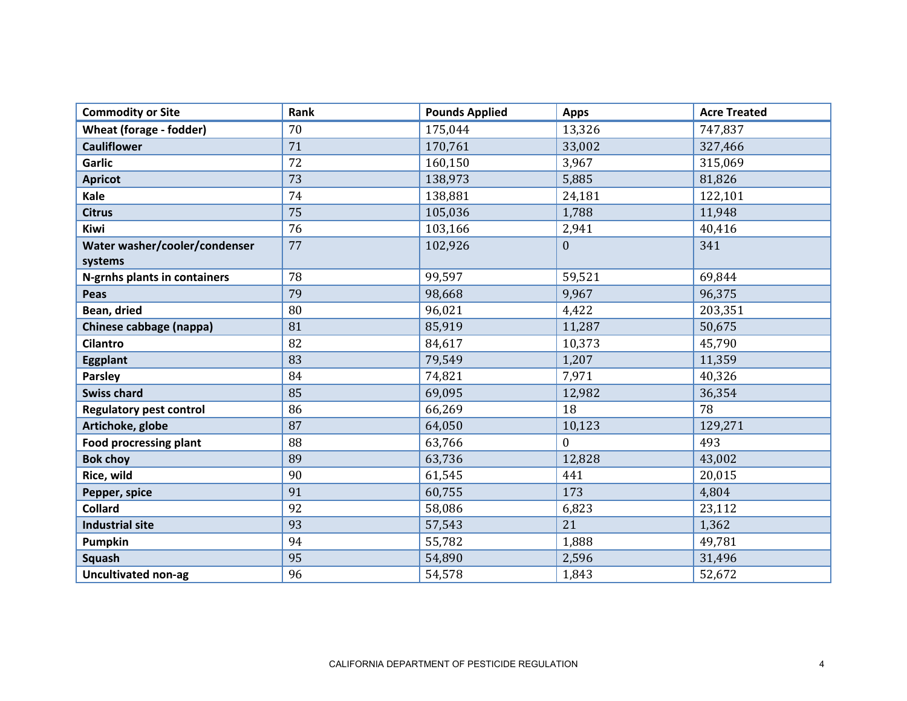| Commodity or Site | Rank | Pounds Applied | Apps | Acre Treated |
|---|---|---|---|---|
| Wheat (forage - fodder) | 70 | 175,044 | 13,326 | 747,837 |
| Cauliflower | 71 | 170,761 | 33,002 | 327,466 |
| Garlic | 72 | 160,150 | 3,967 | 315,069 |
| Apricot | 73 | 138,973 | 5,885 | 81,826 |
| Kale | 74 | 138,881 | 24,181 | 122,101 |
| Citrus | 75 | 105,036 | 1,788 | 11,948 |
| Kiwi | 76 | 103,166 | 2,941 | 40,416 |
| Water washer/cooler/condenser systems | 77 | 102,926 | 0 | 341 |
| N-grnhs plants in containers | 78 | 99,597 | 59,521 | 69,844 |
| Peas | 79 | 98,668 | 9,967 | 96,375 |
| Bean, dried | 80 | 96,021 | 4,422 | 203,351 |
| Chinese cabbage (nappa) | 81 | 85,919 | 11,287 | 50,675 |
| Cilantro | 82 | 84,617 | 10,373 | 45,790 |
| Eggplant | 83 | 79,549 | 1,207 | 11,359 |
| Parsley | 84 | 74,821 | 7,971 | 40,326 |
| Swiss chard | 85 | 69,095 | 12,982 | 36,354 |
| Regulatory pest control | 86 | 66,269 | 18 | 78 |
| Artichoke, globe | 87 | 64,050 | 10,123 | 129,271 |
| Food procressing plant | 88 | 63,766 | 0 | 493 |
| Bok choy | 89 | 63,736 | 12,828 | 43,002 |
| Rice, wild | 90 | 61,545 | 441 | 20,015 |
| Pepper, spice | 91 | 60,755 | 173 | 4,804 |
| Collard | 92 | 58,086 | 6,823 | 23,112 |
| Industrial site | 93 | 57,543 | 21 | 1,362 |
| Pumpkin | 94 | 55,782 | 1,888 | 49,781 |
| Squash | 95 | 54,890 | 2,596 | 31,496 |
| Uncultivated non-ag | 96 | 54,578 | 1,843 | 52,672 |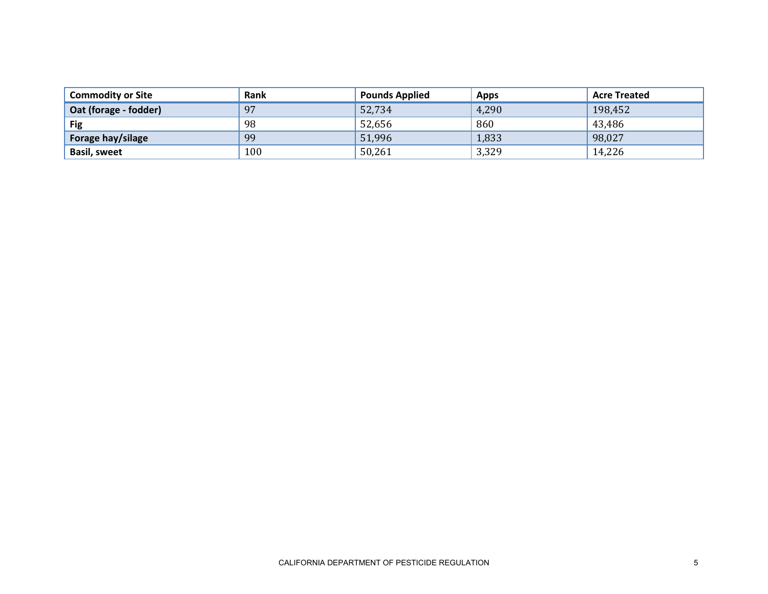| Commodity or Site | Rank | Pounds Applied | Apps | Acre Treated |
|---|---|---|---|---|
| **Oat (forage - fodder)** | 97 | 52,734 | 4,290 | 198,452 |
| **Fig** | 98 | 52,656 | 860 | 43,486 |
| **Forage hay/silage** | 99 | 51,996 | 1,833 | 98,027 |
| **Basil, sweet** | 100 | 50,261 | 3,329 | 14,226 |